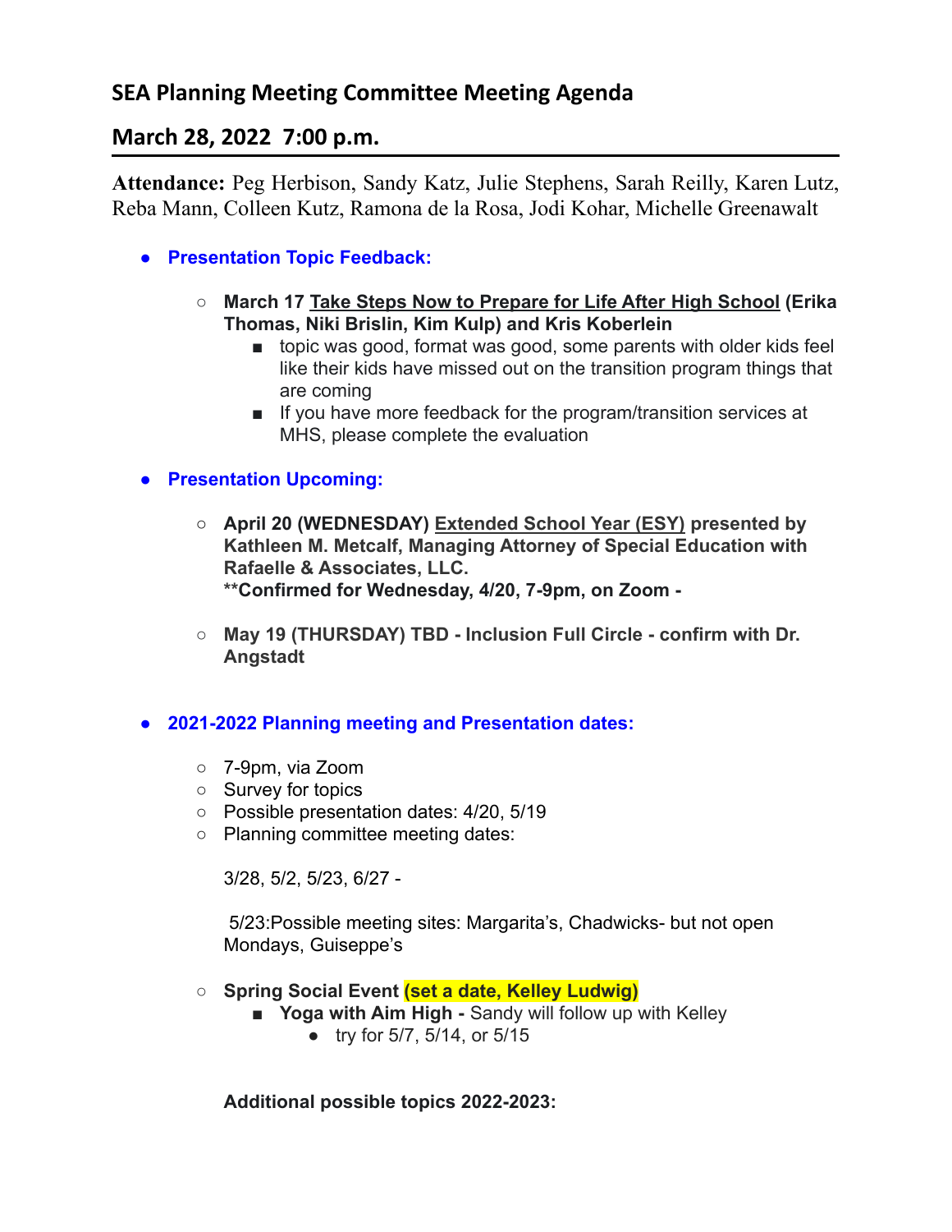## SEA Planning Meeting Committee Meeting Agenda

## March 28, 2022 7:00 p.m.

**Attendance:** Peg Herbison, Sandy Katz, Julie Stephens, Sarah Reilly, Karen Lutz, Reba Mann, Colleen Kutz, Ramona de la Rosa, Jodi Kohar, Michelle Greenawalt

- **Presentation Topic Feedback:**
  - **March 17 Take Steps Now to Prepare for Life After High School (Erika Thomas, Niki Brislin, Kim Kulp) and Kris Koberlein**
    - topic was good, format was good, some parents with older kids feel like their kids have missed out on the transition program things that are coming
    - If you have more feedback for the program/transition services at MHS, please complete the evaluation

- **Presentation Upcoming:**
  - **April 20 (WEDNESDAY) Extended School Year (ESY) presented by Kathleen M. Metcalf, Managing Attorney of Special Education with Rafaelle & Associates, LLC.**
    **Confirmed for Wednesday, 4/20, 7-9pm, on Zoom -
  - **May 19 (THURSDAY) TBD - Inclusion Full Circle - confirm with Dr. Angstadt**

- **2021-2022 Planning meeting and Presentation dates:**
  - 7-9pm, via Zoom
  - Survey for topics
  - Possible presentation dates: 4/20, 5/19
  - Planning committee meeting dates:

    3/28, 5/2, 5/23, 6/27 -

    5/23:Possible meeting sites: Margarita's, Chadwicks- but not open Mondays, Guiseppe's

  - **Spring Social Event (set a date, Kelley Ludwig)**
    - **Yoga with Aim High -** Sandy will follow up with Kelley
      - try for 5/7, 5/14, or 5/15

**Additional possible topics 2022-2023:**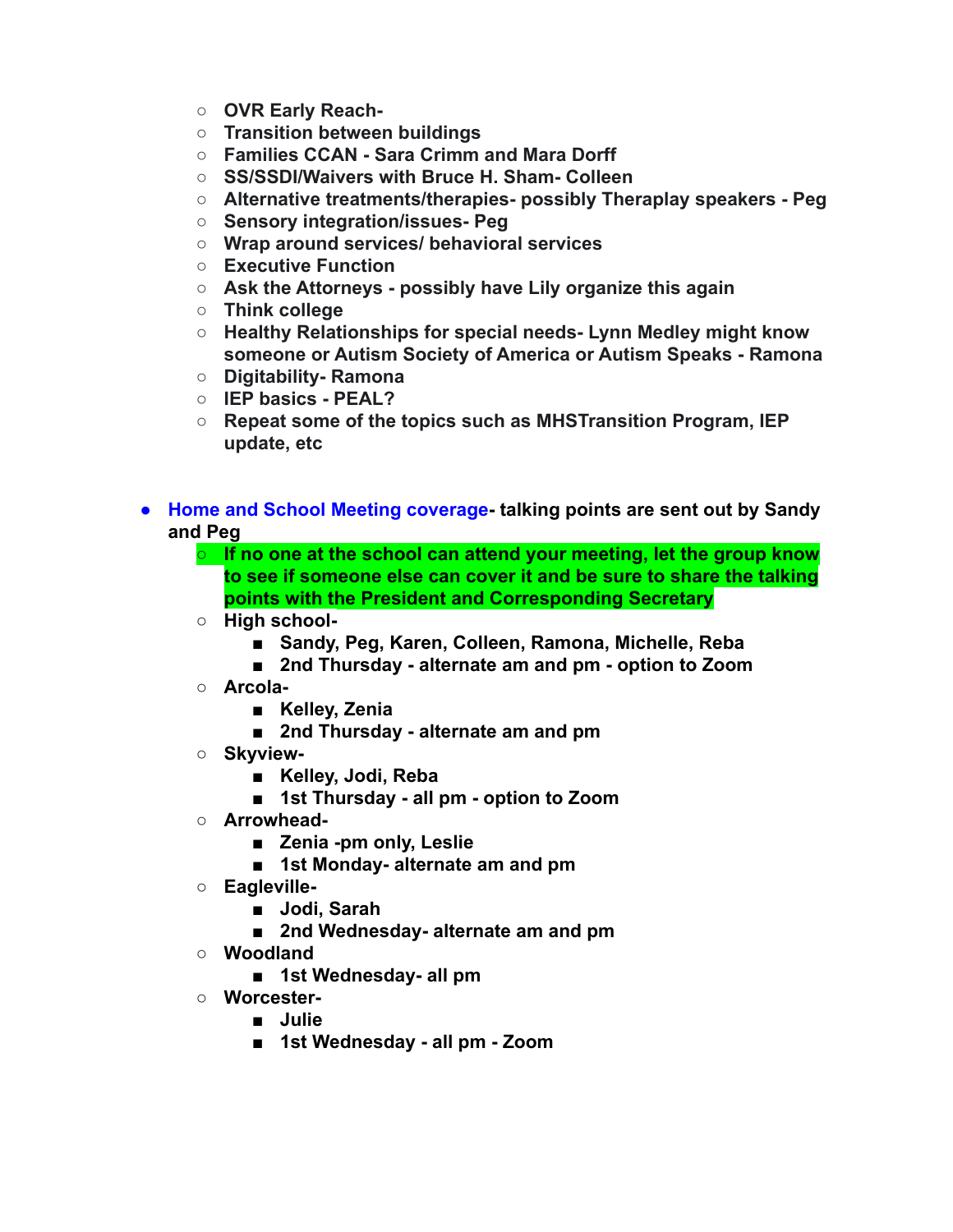- **OVR Early Reach-**
- **Transition between buildings**
- **Families CCAN - Sara Crimm and Mara Dorff**
- **SS/SSDI/Waivers with Bruce H. Sham- Colleen**
- **Alternative treatments/therapies- possibly Theraplay speakers - Peg**
- **Sensory integration/issues- Peg**
- **Wrap around services/ behavioral services**
- **Executive Function**
- **Ask the Attorneys - possibly have Lily organize this again**
- **Think college**
- **Healthy Relationships for special needs- Lynn Medley might know someone or Autism Society of America or Autism Speaks - Ramona**
- **Digitability- Ramona**
- **IEP basics - PEAL?**
- **Repeat some of the topics such as MHSTransition Program, IEP update, etc**

- **Home and School Meeting coverage- talking points are sent out by Sandy and Peg**
  - **If no one at the school can attend your meeting, let the group know to see if someone else can cover it and be sure to share the talking points with the President and Corresponding Secretary**
  - **High school-**
    - **Sandy, Peg, Karen, Colleen, Ramona, Michelle, Reba**
    - **2nd Thursday - alternate am and pm - option to Zoom**
  - **Arcola-**
    - **Kelley, Zenia**
    - **2nd Thursday - alternate am and pm**
  - **Skyview-**
    - **Kelley, Jodi, Reba**
    - **1st Thursday - all pm - option to Zoom**
  - **Arrowhead-**
    - **Zenia -pm only, Leslie**
    - **1st Monday- alternate am and pm**
  - **Eagleville-**
    - **Jodi, Sarah**
    - **2nd Wednesday- alternate am and pm**
  - **Woodland**
    - **1st Wednesday- all pm**
  - **Worcester-**
    - **Julie**
    - **1st Wednesday - all pm - Zoom**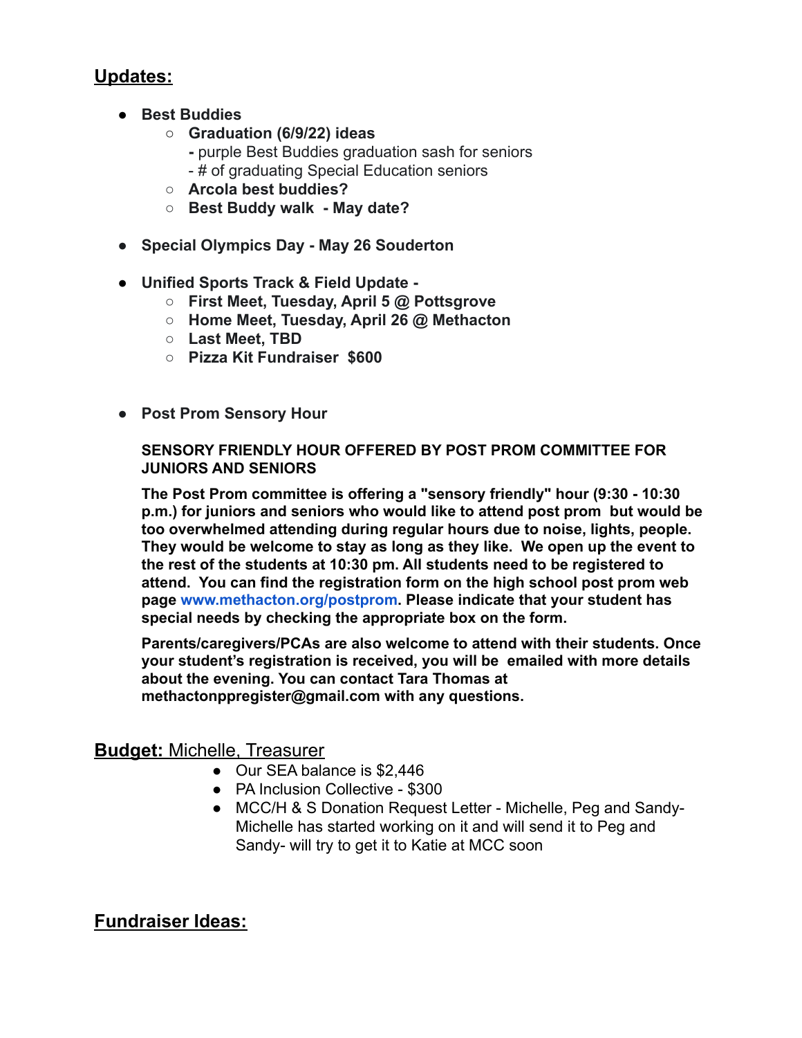## Updates:

- **Best Buddies**
  - **Graduation (6/9/22) ideas**
    
    **-** purple Best Buddies graduation sash for seniors
    
    - # of graduating Special Education seniors
  - **Arcola best buddies?**
  - **Best Buddy walk - May date?**

- **Special Olympics Day - May 26 Souderton**

- **Unified Sports Track & Field Update -**
  - **First Meet, Tuesday, April 5 @ Pottsgrove**
  - **Home Meet, Tuesday, April 26 @ Methacton**
  - **Last Meet, TBD**
  - **Pizza Kit Fundraiser $600**

- **Post Prom Sensory Hour**

  **SENSORY FRIENDLY HOUR OFFERED BY POST PROM COMMITTEE FOR JUNIORS AND SENIORS**

  **The Post Prom committee is offering a "sensory friendly" hour (9:30 - 10:30 p.m.) for juniors and seniors who would like to attend post prom but would be too overwhelmed attending during regular hours due to noise, lights, people. They would be welcome to stay as long as they like. We open up the event to the rest of the students at 10:30 pm. All students need to be registered to attend. You can find the registration form on the high school post prom web page [www.methacton.org/postprom](http://www.methacton.org/postprom). Please indicate that your student has special needs by checking the appropriate box on the form.**

  **Parents/caregivers/PCAs are also welcome to attend with their students. Once your student's registration is received, you will be emailed with more details about the evening. You can contact Tara Thomas at methactonppregister@gmail.com with any questions.**

## Budget: Michelle, Treasurer

- Our SEA balance is $2,446
- PA Inclusion Collective - $300
- MCC/H & S Donation Request Letter - Michelle, Peg and Sandy- Michelle has started working on it and will send it to Peg and Sandy- will try to get it to Katie at MCC soon

## Fundraiser Ideas: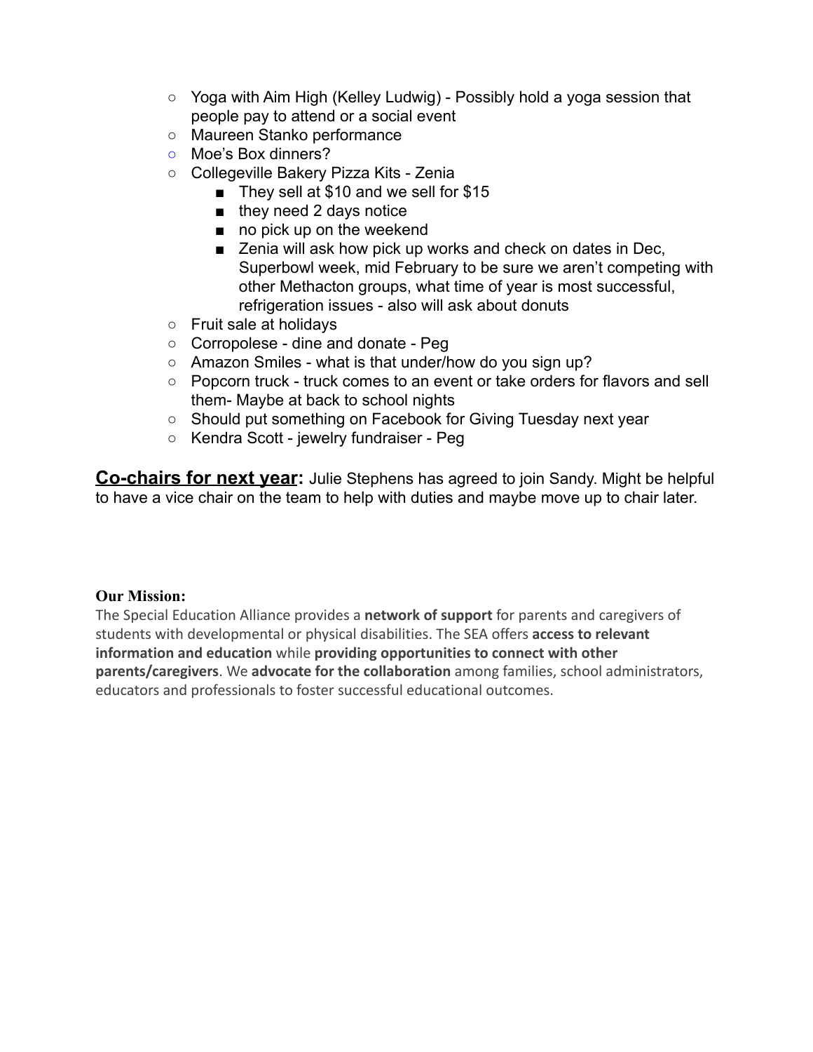- Yoga with Aim High (Kelley Ludwig) - Possibly hold a yoga session that people pay to attend or a social event
- Maureen Stanko performance
- Moe's Box dinners?
- Collegeville Bakery Pizza Kits - Zenia
  - They sell at $10 and we sell for $15
  - they need 2 days notice
  - no pick up on the weekend
  - Zenia will ask how pick up works and check on dates in Dec, Superbowl week, mid February to be sure we aren't competing with other Methacton groups, what time of year is most successful, refrigeration issues - also will ask about donuts
- Fruit sale at holidays
- Corropolese - dine and donate - Peg
- Amazon Smiles - what is that under/how do you sign up?
- Popcorn truck - truck comes to an event or take orders for flavors and sell them- Maybe at back to school nights
- Should put something on Facebook for Giving Tuesday next year
- Kendra Scott - jewelry fundraiser - Peg

**Co-chairs for next year:** Julie Stephens has agreed to join Sandy. Might be helpful to have a vice chair on the team to help with duties and maybe move up to chair later.

**Our Mission:**

The Special Education Alliance provides a **network of support** for parents and caregivers of students with developmental or physical disabilities. The SEA offers **access to relevant information and education** while **providing opportunities to connect with other parents/caregivers**. We **advocate for the collaboration** among families, school administrators, educators and professionals to foster successful educational outcomes.